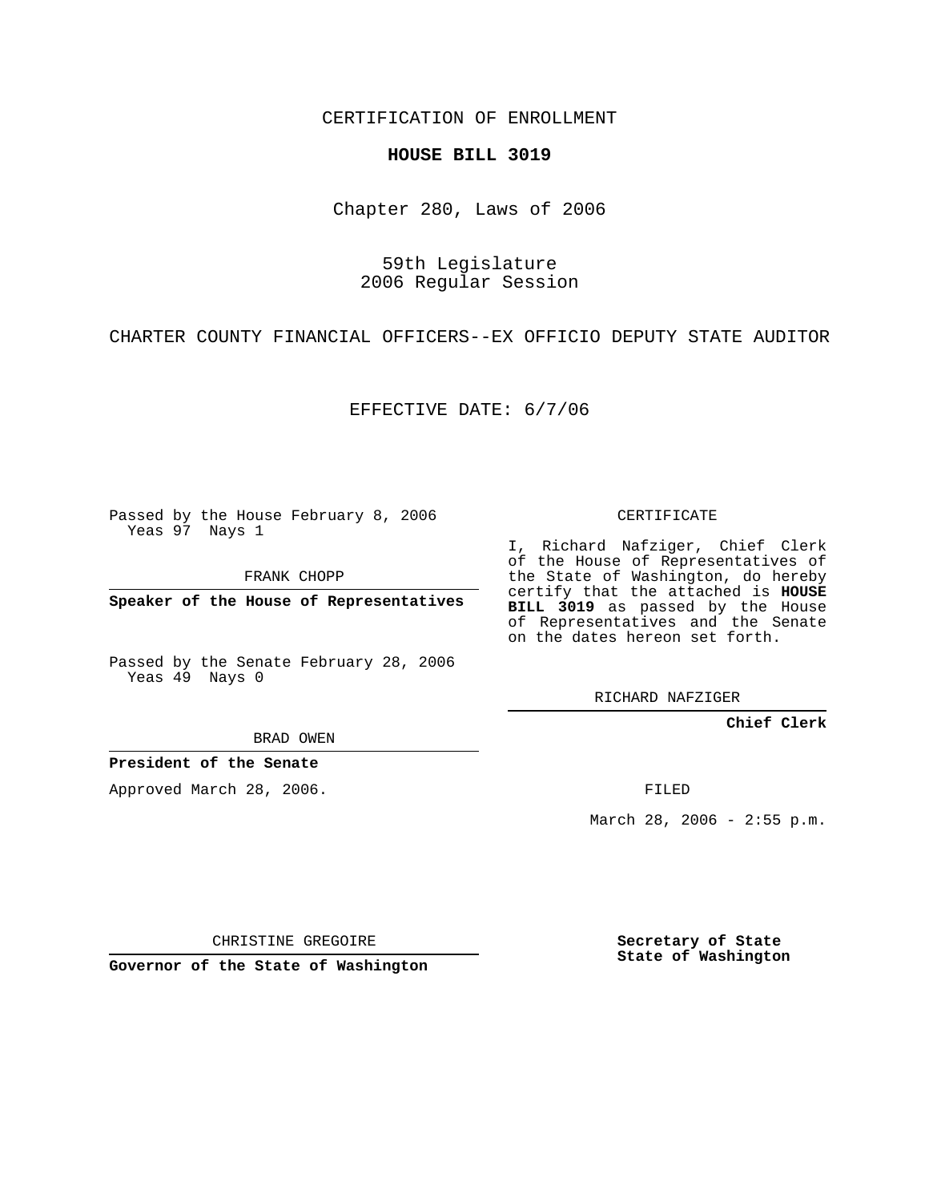CERTIFICATION OF ENROLLMENT

**HOUSE BILL 3019**

Chapter 280, Laws of 2006

59th Legislature
2006 Regular Session

CHARTER COUNTY FINANCIAL OFFICERS--EX OFFICIO DEPUTY STATE AUDITOR

EFFECTIVE DATE: 6/7/06

Passed by the House February 8, 2006
Yeas 97 Nays 1

FRANK CHOPP

**Speaker of the House of Representatives**

Passed by the Senate February 28, 2006
Yeas 49 Nays 0

BRAD OWEN

**President of the Senate**

Approved March 28, 2006.

CHRISTINE GREGOIRE

**Governor of the State of Washington**

CERTIFICATE

I, Richard Nafziger, Chief Clerk of the House of Representatives of the State of Washington, do hereby certify that the attached is **HOUSE BILL 3019** as passed by the House of Representatives and the Senate on the dates hereon set forth.

RICHARD NAFZIGER

**Chief Clerk**

FILED

March 28, 2006 - 2:55 p.m.

**Secretary of State**
**State of Washington**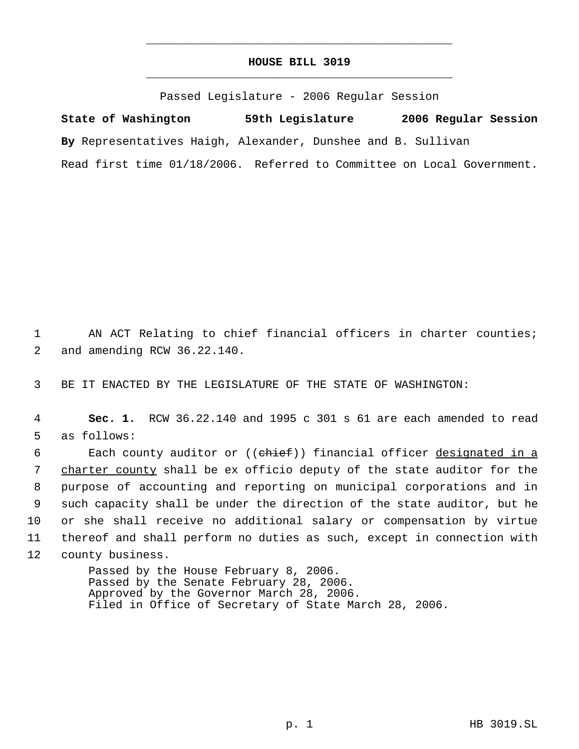# HOUSE BILL 3019

Passed Legislature - 2006 Regular Session

**State of Washington 59th Legislature 2006 Regular Session**

**By** Representatives Haigh, Alexander, Dunshee and B. Sullivan

Read first time 01/18/2006. Referred to Committee on Local Government.

AN ACT Relating to chief financial officers in charter counties; and amending RCW 36.22.140.

BE IT ENACTED BY THE LEGISLATURE OF THE STATE OF WASHINGTON:

**Sec. 1.** RCW 36.22.140 and 1995 c 301 s 61 are each amended to read as follows:

Each county auditor or ((~~chief~~)) financial officer <u>designated in a charter county</u> shall be ex officio deputy of the state auditor for the purpose of accounting and reporting on municipal corporations and in such capacity shall be under the direction of the state auditor, but he or she shall receive no additional salary or compensation by virtue thereof and shall perform no duties as such, except in connection with county business.

Passed by the House February 8, 2006.
Passed by the Senate February 28, 2006.
Approved by the Governor March 28, 2006.
Filed in Office of Secretary of State March 28, 2006.